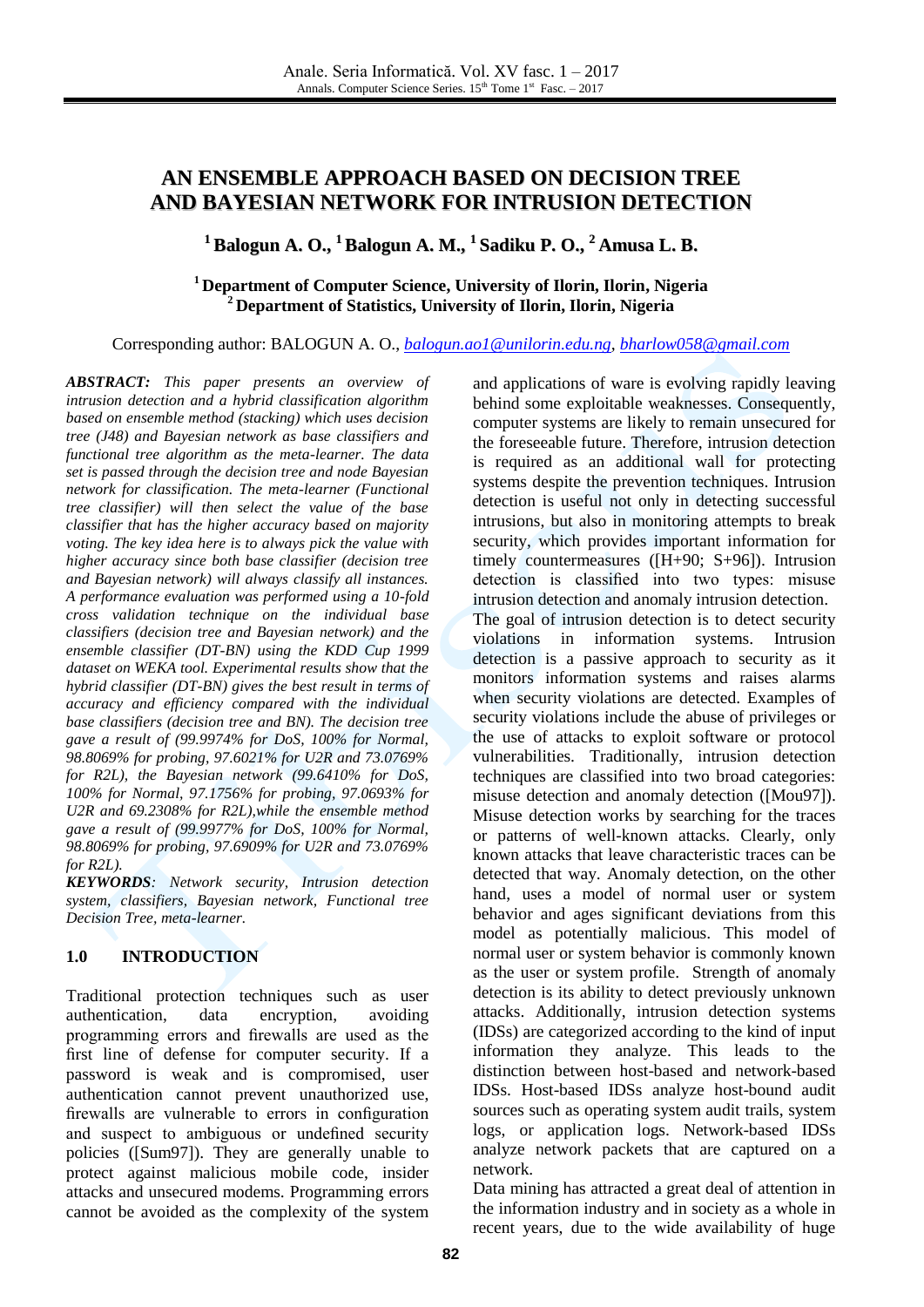# AN ENSEMBLE APPROACH BASED ON DECISION TREE AND BAYESIAN NETWORK FOR INTRUSION DETECTION

**[1] Balogun A. O., [1] Balogun A. M., [1] Sadiku P. O., [2] Amusa L. B.**

**[1] Department of Computer Science, University of Ilorin, Ilorin, Nigeria**
**[2] Department of Statistics, University of Ilorin, Ilorin, Nigeria**

Corresponding author: BALOGUN A. O., *balogun.ao1@unilorin.edu.ng*, *bharlow058@gmail.com*

***ABSTRACT:*** *This paper presents an overview of intrusion detection and a hybrid classification algorithm based on ensemble method (stacking) which uses decision tree (J48) and Bayesian network as base classifiers and functional tree algorithm as the meta-learner. The data set is passed through the decision tree and node Bayesian network for classification. The meta-learner (Functional tree classifier) will then select the value of the base classifier that has the higher accuracy based on majority voting. The key idea here is to always pick the value with higher accuracy since both base classifier (decision tree and Bayesian network) will always classify all instances. A performance evaluation was performed using a 10-fold cross validation technique on the individual base classifiers (decision tree and Bayesian network) and the ensemble classifier (DT-BN) using the KDD Cup 1999 dataset on WEKA tool. Experimental results show that the hybrid classifier (DT-BN) gives the best result in terms of accuracy and efficiency compared with the individual base classifiers (decision tree and BN). The decision tree gave a result of (99.9974% for DoS, 100% for Normal, 98.8069% for probing, 97.6021% for U2R and 73.0769% for R2L), the Bayesian network (99.6410% for DoS, 100% for Normal, 97.1756% for probing, 97.0693% for U2R and 69.2308% for R2L),while the ensemble method gave a result of (99.9977% for DoS, 100% for Normal, 98.8069% for probing, 97.6909% for U2R and 73.0769% for R2L).*

***KEYWORDS****: Network security, Intrusion detection system, classifiers, Bayesian network, Functional tree Decision Tree, meta-learner.*

## 1.0 INTRODUCTION

Traditional protection techniques such as user authentication, data encryption, avoiding programming errors and firewalls are used as the first line of defense for computer security. If a password is weak and is compromised, user authentication cannot prevent unauthorized use, firewalls are vulnerable to errors in configuration and suspect to ambiguous or undefined security policies ([Sum97]). They are generally unable to protect against malicious mobile code, insider attacks and unsecured modems. Programming errors cannot be avoided as the complexity of the system and applications of ware is evolving rapidly leaving behind some exploitable weaknesses. Consequently, computer systems are likely to remain unsecured for the foreseeable future. Therefore, intrusion detection is required as an additional wall for protecting systems despite the prevention techniques. Intrusion detection is useful not only in detecting successful intrusions, but also in monitoring attempts to break security, which provides important information for timely countermeasures ([H+90; S+96]). Intrusion detection is classified into two types: misuse intrusion detection and anomaly intrusion detection.

The goal of intrusion detection is to detect security violations in information systems. Intrusion detection is a passive approach to security as it monitors information systems and raises alarms when security violations are detected. Examples of security violations include the abuse of privileges or the use of attacks to exploit software or protocol vulnerabilities. Traditionally, intrusion detection techniques are classified into two broad categories: misuse detection and anomaly detection ([Mou97]). Misuse detection works by searching for the traces or patterns of well-known attacks. Clearly, only known attacks that leave characteristic traces can be detected that way. Anomaly detection, on the other hand, uses a model of normal user or system behavior and ages significant deviations from this model as potentially malicious. This model of normal user or system behavior is commonly known as the user or system profile. Strength of anomaly detection is its ability to detect previously unknown attacks. Additionally, intrusion detection systems (IDSs) are categorized according to the kind of input information they analyze. This leads to the distinction between host-based and network-based IDSs. Host-based IDSs analyze host-bound audit sources such as operating system audit trails, system logs, or application logs. Network-based IDSs analyze network packets that are captured on a network.

Data mining has attracted a great deal of attention in the information industry and in society as a whole in recent years, due to the wide availability of huge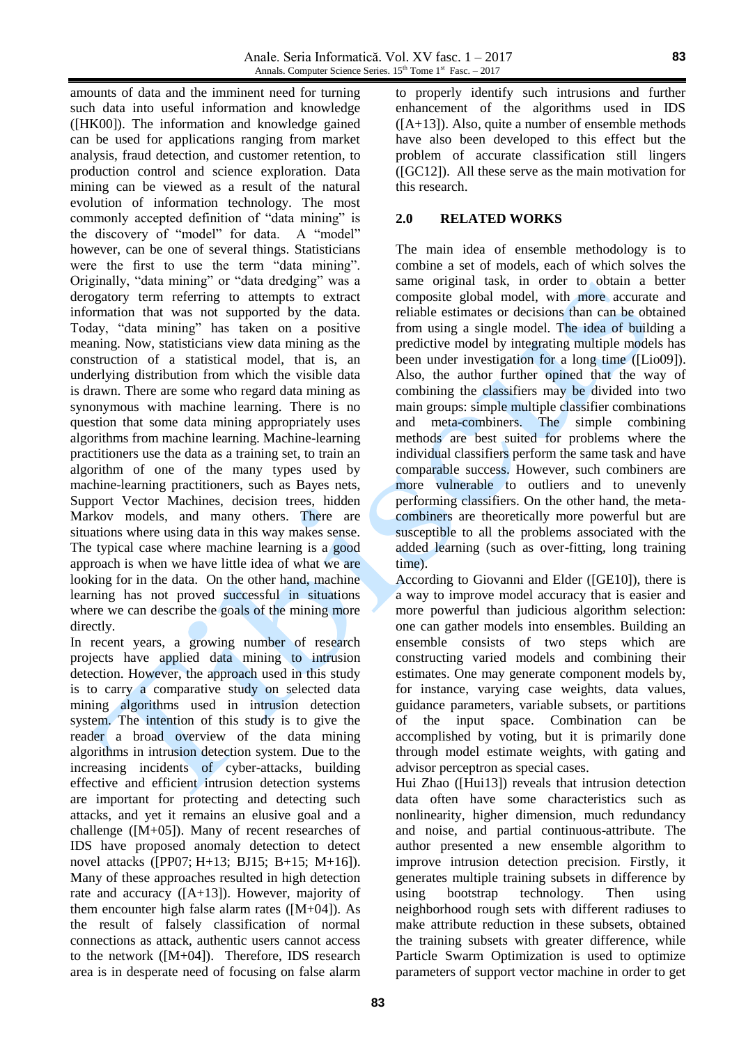amounts of data and the imminent need for turning such data into useful information and knowledge ([HK00]). The information and knowledge gained can be used for applications ranging from market analysis, fraud detection, and customer retention, to production control and science exploration. Data mining can be viewed as a result of the natural evolution of information technology. The most commonly accepted definition of "data mining" is the discovery of "model" for data. A "model" however, can be one of several things. Statisticians were the first to use the term "data mining". Originally, "data mining" or "data dredging" was a derogatory term referring to attempts to extract information that was not supported by the data. Today, "data mining" has taken on a positive meaning. Now, statisticians view data mining as the construction of a statistical model, that is, an underlying distribution from which the visible data is drawn. There are some who regard data mining as synonymous with machine learning. There is no question that some data mining appropriately uses algorithms from machine learning. Machine-learning practitioners use the data as a training set, to train an algorithm of one of the many types used by machine-learning practitioners, such as Bayes nets, Support Vector Machines, decision trees, hidden Markov models, and many others. There are situations where using data in this way makes sense. The typical case where machine learning is a good approach is when we have little idea of what we are looking for in the data. On the other hand, machine learning has not proved successful in situations where we can describe the goals of the mining more directly.

In recent years, a growing number of research projects have applied data mining to intrusion detection. However, the approach used in this study is to carry a comparative study on selected data mining algorithms used in intrusion detection system. The intention of this study is to give the reader a broad overview of the data mining algorithms in intrusion detection system. Due to the increasing incidents of cyber-attacks, building effective and efficient intrusion detection systems are important for protecting and detecting such attacks, and yet it remains an elusive goal and a challenge ([M+05]). Many of recent researches of IDS have proposed anomaly detection to detect novel attacks ([PP07; H+13; BJ15; B+15; M+16]). Many of these approaches resulted in high detection rate and accuracy ([A+13]). However, majority of them encounter high false alarm rates ([M+04]). As the result of falsely classification of normal connections as attack, authentic users cannot access to the network ([M+04]). Therefore, IDS research area is in desperate need of focusing on false alarm to properly identify such intrusions and further enhancement of the algorithms used in IDS ([A+13]). Also, quite a number of ensemble methods have also been developed to this effect but the problem of accurate classification still lingers ([GC12]). All these serve as the main motivation for this research.

## 2.0 RELATED WORKS

The main idea of ensemble methodology is to combine a set of models, each of which solves the same original task, in order to obtain a better composite global model, with more accurate and reliable estimates or decisions than can be obtained from using a single model. The idea of building a predictive model by integrating multiple models has been under investigation for a long time ([Lio09]). Also, the author further opined that the way of combining the classifiers may be divided into two main groups: simple multiple classifier combinations and meta-combiners. The simple combining methods are best suited for problems where the individual classifiers perform the same task and have comparable success. However, such combiners are more vulnerable to outliers and to unevenly performing classifiers. On the other hand, the meta-combiners are theoretically more powerful but are susceptible to all the problems associated with the added learning (such as over-fitting, long training time).

According to Giovanni and Elder ([GE10]), there is a way to improve model accuracy that is easier and more powerful than judicious algorithm selection: one can gather models into ensembles. Building an ensemble consists of two steps which are constructing varied models and combining their estimates. One may generate component models by, for instance, varying case weights, data values, guidance parameters, variable subsets, or partitions of the input space. Combination can be accomplished by voting, but it is primarily done through model estimate weights, with gating and advisor perceptron as special cases.

Hui Zhao ([Hui13]) reveals that intrusion detection data often have some characteristics such as nonlinearity, higher dimension, much redundancy and noise, and partial continuous-attribute. The author presented a new ensemble algorithm to improve intrusion detection precision. Firstly, it generates multiple training subsets in difference by using bootstrap technology. Then using neighborhood rough sets with different radiuses to make attribute reduction in these subsets, obtained the training subsets with greater difference, while Particle Swarm Optimization is used to optimize parameters of support vector machine in order to get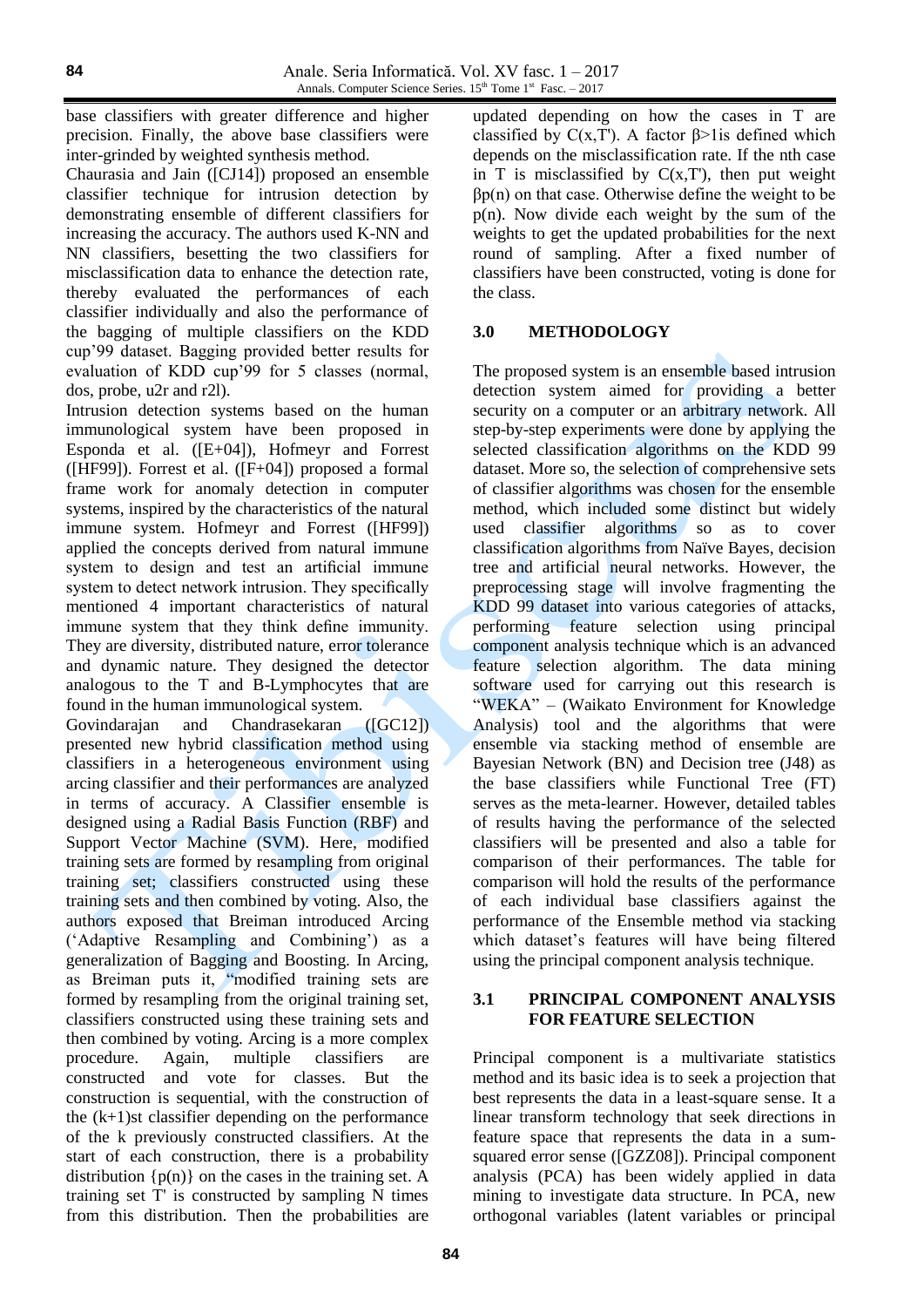base classifiers with greater difference and higher precision. Finally, the above base classifiers were inter-grinded by weighted synthesis method.

Chaurasia and Jain ([CJ14]) proposed an ensemble classifier technique for intrusion detection by demonstrating ensemble of different classifiers for increasing the accuracy. The authors used K-NN and NN classifiers, besetting the two classifiers for misclassification data to enhance the detection rate, thereby evaluated the performances of each classifier individually and also the performance of the bagging of multiple classifiers on the KDD cup'99 dataset. Bagging provided better results for evaluation of KDD cup'99 for 5 classes (normal, dos, probe, u2r and r2l).

Intrusion detection systems based on the human immunological system have been proposed in Esponda et al. ([E+04]), Hofmeyr and Forrest ([HF99]). Forrest et al. ([F+04]) proposed a formal frame work for anomaly detection in computer systems, inspired by the characteristics of the natural immune system. Hofmeyr and Forrest ([HF99]) applied the concepts derived from natural immune system to design and test an artificial immune system to detect network intrusion. They specifically mentioned 4 important characteristics of natural immune system that they think define immunity. They are diversity, distributed nature, error tolerance and dynamic nature. They designed the detector analogous to the T and B-Lymphocytes that are found in the human immunological system.

Govindarajan and Chandrasekaran ([GC12]) presented new hybrid classification method using classifiers in a heterogeneous environment using arcing classifier and their performances are analyzed in terms of accuracy. A Classifier ensemble is designed using a Radial Basis Function (RBF) and Support Vector Machine (SVM). Here, modified training sets are formed by resampling from original training set; classifiers constructed using these training sets and then combined by voting. Also, the authors exposed that Breiman introduced Arcing ('Adaptive Resampling and Combining') as a generalization of Bagging and Boosting. In Arcing, as Breiman puts it, "modified training sets are formed by resampling from the original training set, classifiers constructed using these training sets and then combined by voting. Arcing is a more complex procedure. Again, multiple classifiers are constructed and vote for classes. But the construction is sequential, with the construction of the (k+1)st classifier depending on the performance of the k previously constructed classifiers. At the start of each construction, there is a probability distribution $\{p(n)\}$ on the cases in the training set. A training set T' is constructed by sampling N times from this distribution. Then the probabilities are updated depending on how the cases in T are classified by $C(x,T')$. A factor $\beta>1$is defined which depends on the misclassification rate. If the nth case in T is misclassified by $C(x,T')$, then put weight $\beta p(n)$ on that case. Otherwise define the weight to be $p(n)$. Now divide each weight by the sum of the weights to get the updated probabilities for the next round of sampling. After a fixed number of classifiers have been constructed, voting is done for the class.

## 3.0 METHODOLOGY

The proposed system is an ensemble based intrusion detection system aimed for providing a better security on a computer or an arbitrary network. All step-by-step experiments were done by applying the selected classification algorithms on the KDD 99 dataset. More so, the selection of comprehensive sets of classifier algorithms was chosen for the ensemble method, which included some distinct but widely used classifier algorithms so as to cover classification algorithms from Naïve Bayes, decision tree and artificial neural networks. However, the preprocessing stage will involve fragmenting the KDD 99 dataset into various categories of attacks, performing feature selection using principal component analysis technique which is an advanced feature selection algorithm. The data mining software used for carrying out this research is "WEKA" – (Waikato Environment for Knowledge Analysis) tool and the algorithms that were ensemble via stacking method of ensemble are Bayesian Network (BN) and Decision tree (J48) as the base classifiers while Functional Tree (FT) serves as the meta-learner. However, detailed tables of results having the performance of the selected classifiers will be presented and also a table for comparison of their performances. The table for comparison will hold the results of the performance of each individual base classifiers against the performance of the Ensemble method via stacking which dataset's features will have being filtered using the principal component analysis technique.

### 3.1 PRINCIPAL COMPONENT ANALYSIS FOR FEATURE SELECTION

Principal component is a multivariate statistics method and its basic idea is to seek a projection that best represents the data in a least-square sense. It a linear transform technology that seek directions in feature space that represents the data in a sum-squared error sense ([GZZ08]). Principal component analysis (PCA) has been widely applied in data mining to investigate data structure. In PCA, new orthogonal variables (latent variables or principal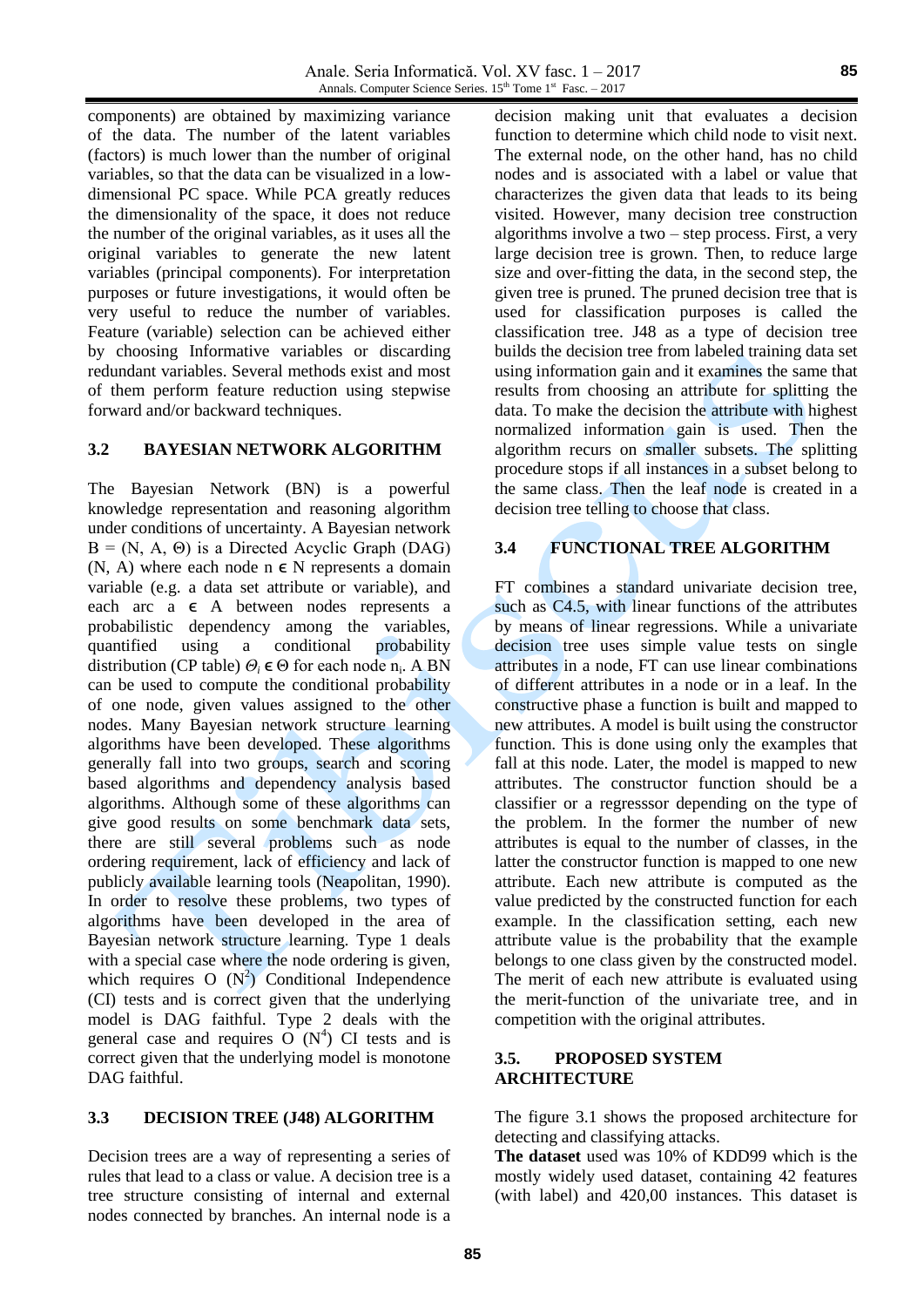components) are obtained by maximizing variance of the data. The number of the latent variables (factors) is much lower than the number of original variables, so that the data can be visualized in a low-dimensional PC space. While PCA greatly reduces the dimensionality of the space, it does not reduce the number of the original variables, as it uses all the original variables to generate the new latent variables (principal components). For interpretation purposes or future investigations, it would often be very useful to reduce the number of variables. Feature (variable) selection can be achieved either by choosing Informative variables or discarding redundant variables. Several methods exist and most of them perform feature reduction using stepwise forward and/or backward techniques.

### 3.2 BAYESIAN NETWORK ALGORITHM

The Bayesian Network (BN) is a powerful knowledge representation and reasoning algorithm under conditions of uncertainty. A Bayesian network B = (N, A, Θ) is a Directed Acyclic Graph (DAG) (N, A) where each node $n \in N$ represents a domain variable (e.g. a data set attribute or variable), and each arc $a \in A$ between nodes represents a probabilistic dependency among the variables, quantified using a conditional probability distribution (CP table) $\Theta_i \in \Theta$ for each node $n_i$. A BN can be used to compute the conditional probability of one node, given values assigned to the other nodes. Many Bayesian network structure learning algorithms have been developed. These algorithms generally fall into two groups, search and scoring based algorithms and dependency analysis based algorithms. Although some of these algorithms can give good results on some benchmark data sets, there are still several problems such as node ordering requirement, lack of efficiency and lack of publicly available learning tools (Neapolitan, 1990). In order to resolve these problems, two types of algorithms have been developed in the area of Bayesian network structure learning. Type 1 deals with a special case where the node ordering is given, which requires O $(N^2)$ Conditional Independence (CI) tests and is correct given that the underlying model is DAG faithful. Type 2 deals with the general case and requires O $(N^4)$ CI tests and is correct given that the underlying model is monotone DAG faithful.

### 3.3 DECISION TREE (J48) ALGORITHM

Decision trees are a way of representing a series of rules that lead to a class or value. A decision tree is a tree structure consisting of internal and external nodes connected by branches. An internal node is a decision making unit that evaluates a decision function to determine which child node to visit next. The external node, on the other hand, has no child nodes and is associated with a label or value that characterizes the given data that leads to its being visited. However, many decision tree construction algorithms involve a two – step process. First, a very large decision tree is grown. Then, to reduce large size and over-fitting the data, in the second step, the given tree is pruned. The pruned decision tree that is used for classification purposes is called the classification tree. J48 as a type of decision tree builds the decision tree from labeled training data set using information gain and it examines the same that results from choosing an attribute for splitting the data. To make the decision the attribute with highest normalized information gain is used. Then the algorithm recurs on smaller subsets. The splitting procedure stops if all instances in a subset belong to the same class. Then the leaf node is created in a decision tree telling to choose that class.

### 3.4 FUNCTIONAL TREE ALGORITHM

FT combines a standard univariate decision tree, such as C4.5, with linear functions of the attributes by means of linear regressions. While a univariate decision tree uses simple value tests on single attributes in a node, FT can use linear combinations of different attributes in a node or in a leaf. In the constructive phase a function is built and mapped to new attributes. A model is built using the constructor function. This is done using only the examples that fall at this node. Later, the model is mapped to new attributes. The constructor function should be a classifier or a regresssor depending on the type of the problem. In the former the number of new attributes is equal to the number of classes, in the latter the constructor function is mapped to one new attribute. Each new attribute is computed as the value predicted by the constructed function for each example. In the classification setting, each new attribute value is the probability that the example belongs to one class given by the constructed model. The merit of each new attribute is evaluated using the merit-function of the univariate tree, and in competition with the original attributes.

### 3.5. PROPOSED SYSTEM ARCHITECTURE

The figure 3.1 shows the proposed architecture for detecting and classifying attacks.

**The dataset** used was 10% of KDD99 which is the mostly widely used dataset, containing 42 features (with label) and 420,00 instances. This dataset is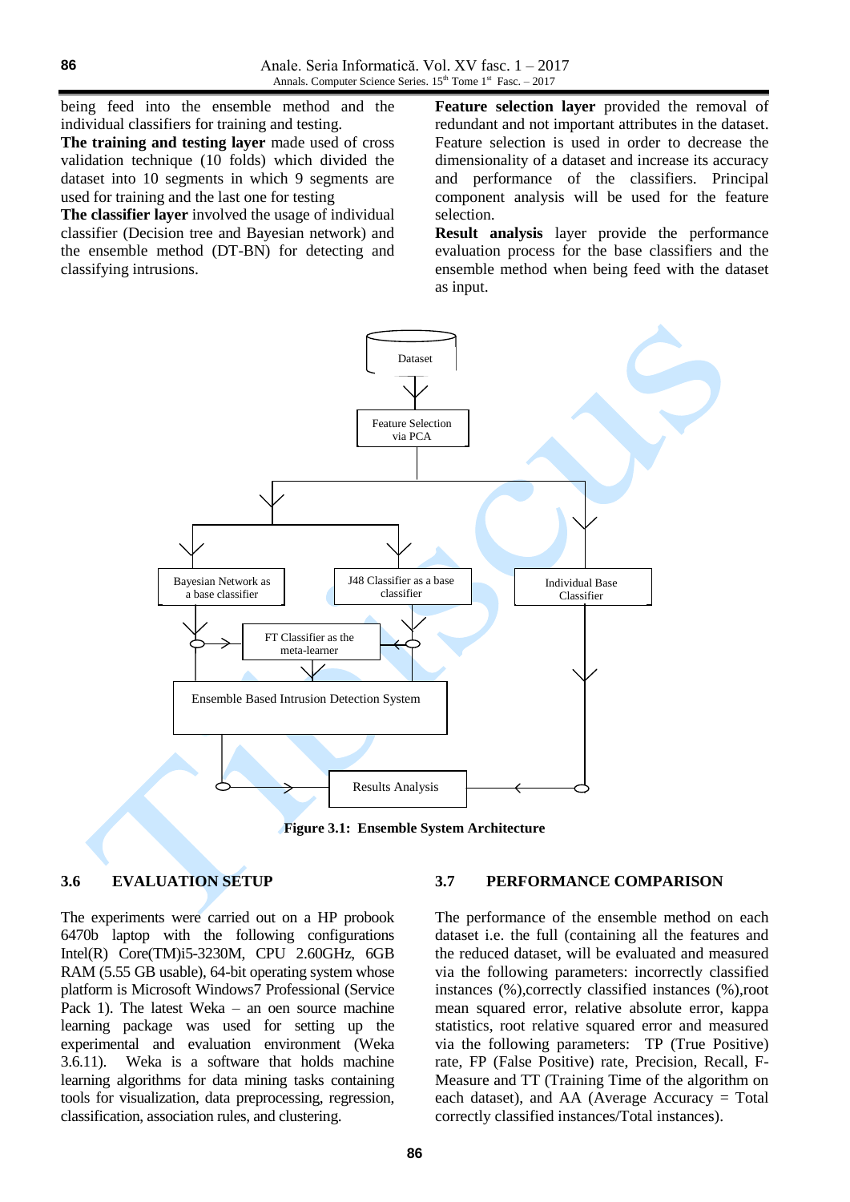being feed into the ensemble method and the individual classifiers for training and testing.

**The training and testing layer** made used of cross validation technique (10 folds) which divided the dataset into 10 segments in which 9 segments are used for training and the last one for testing

**The classifier layer** involved the usage of individual classifier (Decision tree and Bayesian network) and the ensemble method (DT-BN) for detecting and classifying intrusions.

**Feature selection layer** provided the removal of redundant and not important attributes in the dataset. Feature selection is used in order to decrease the dimensionality of a dataset and increase its accuracy and performance of the classifiers. Principal component analysis will be used for the feature selection.

**Result analysis** layer provide the performance evaluation process for the base classifiers and the ensemble method when being feed with the dataset as input.

**Figure 3.1: Ensemble System Architecture**

## 3.6 EVALUATION SETUP

The experiments were carried out on a HP probook 6470b laptop with the following configurations Intel(R) Core(TM)i5-3230M, CPU 2.60GHz, 6GB RAM (5.55 GB usable), 64-bit operating system whose platform is Microsoft Windows7 Professional (Service Pack 1). The latest Weka – an oen source machine learning package was used for setting up the experimental and evaluation environment (Weka 3.6.11). Weka is a software that holds machine learning algorithms for data mining tasks containing tools for visualization, data preprocessing, regression, classification, association rules, and clustering.

## 3.7 PERFORMANCE COMPARISON

The performance of the ensemble method on each dataset i.e. the full (containing all the features and the reduced dataset, will be evaluated and measured via the following parameters: incorrectly classified instances (%),correctly classified instances (%),root mean squared error, relative absolute error, kappa statistics, root relative squared error and measured via the following parameters: TP (True Positive) rate, FP (False Positive) rate, Precision, Recall, F-Measure and TT (Training Time of the algorithm on each dataset), and AA (Average Accuracy = Total correctly classified instances/Total instances).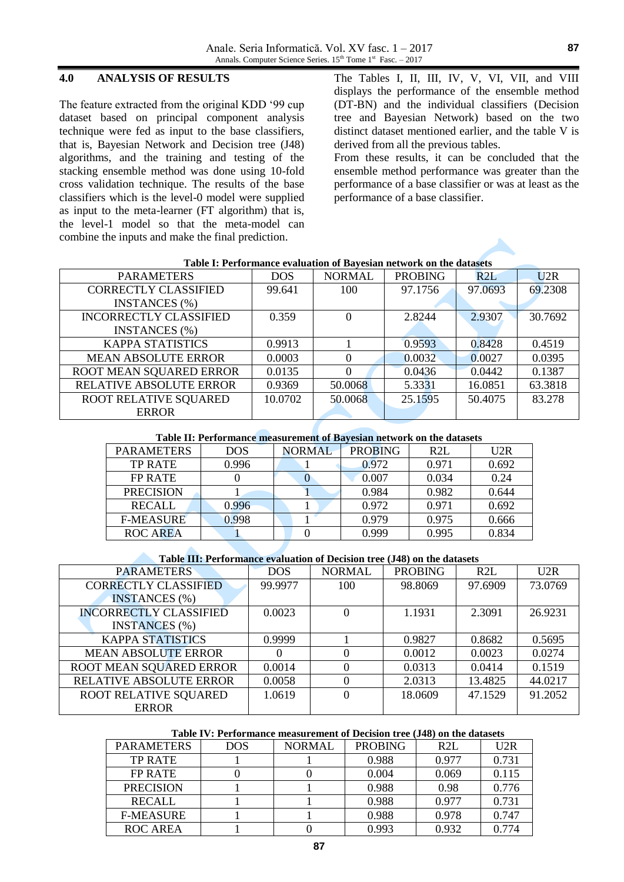## 4.0 ANALYSIS OF RESULTS

The feature extracted from the original KDD '99 cup dataset based on principal component analysis technique were fed as input to the base classifiers, that is, Bayesian Network and Decision tree (J48) algorithms, and the training and testing of the stacking ensemble method was done using 10-fold cross validation technique. The results of the base classifiers which is the level-0 model were supplied as input to the meta-learner (FT algorithm) that is, the level-1 model so that the meta-model can combine the inputs and make the final prediction.

The Tables I, II, III, IV, V, VI, VII, and VIII displays the performance of the ensemble method (DT-BN) and the individual classifiers (Decision tree and Bayesian Network) based on the two distinct dataset mentioned earlier, and the table V is derived from all the previous tables.

From these results, it can be concluded that the ensemble method performance was greater than the performance of a base classifier or was at least as the performance of a base classifier.

**Table I: Performance evaluation of Bayesian network on the datasets**

| PARAMETERS | DOS | NORMAL | PROBING | R2L | U2R |
|---|---|---|---|---|---|
| CORRECTLY CLASSIFIED INSTANCES (%) | 99.641 | 100 | 97.1756 | 97.0693 | 69.2308 |
| INCORRECTLY CLASSIFIED INSTANCES (%) | 0.359 | 0 | 2.8244 | 2.9307 | 30.7692 |
| KAPPA STATISTICS | 0.9913 | 1 | 0.9593 | 0.8428 | 0.4519 |
| MEAN ABSOLUTE ERROR | 0.0003 | 0 | 0.0032 | 0.0027 | 0.0395 |
| ROOT MEAN SQUARED ERROR | 0.0135 | 0 | 0.0436 | 0.0442 | 0.1387 |
| RELATIVE ABSOLUTE ERROR | 0.9369 | 50.0068 | 5.3331 | 16.0851 | 63.3818 |
| ROOT RELATIVE SQUARED ERROR | 10.0702 | 50.0068 | 25.1595 | 50.4075 | 83.278 |

**Table II: Performance measurement of Bayesian network on the datasets**

| PARAMETERS | DOS | NORMAL | PROBING | R2L | U2R |
|---|---|---|---|---|---|
| TP RATE | 0.996 | 1 | 0.972 | 0.971 | 0.692 |
| FP RATE | 0 | 0 | 0.007 | 0.034 | 0.24 |
| PRECISION | 1 | 1 | 0.984 | 0.982 | 0.644 |
| RECALL | 0.996 | 1 | 0.972 | 0.971 | 0.692 |
| F-MEASURE | 0.998 | 1 | 0.979 | 0.975 | 0.666 |
| ROC AREA | 1 | 0 | 0.999 | 0.995 | 0.834 |

**Table III: Performance evaluation of Decision tree (J48) on the datasets**

| PARAMETERS | DOS | NORMAL | PROBING | R2L | U2R |
|---|---|---|---|---|---|
| CORRECTLY CLASSIFIED INSTANCES (%) | 99.9977 | 100 | 98.8069 | 97.6909 | 73.0769 |
| INCORRECTLY CLASSIFIED INSTANCES (%) | 0.0023 | 0 | 1.1931 | 2.3091 | 26.9231 |
| KAPPA STATISTICS | 0.9999 | 1 | 0.9827 | 0.8682 | 0.5695 |
| MEAN ABSOLUTE ERROR | 0 | 0 | 0.0012 | 0.0023 | 0.0274 |
| ROOT MEAN SQUARED ERROR | 0.0014 | 0 | 0.0313 | 0.0414 | 0.1519 |
| RELATIVE ABSOLUTE ERROR | 0.0058 | 0 | 2.0313 | 13.4825 | 44.0217 |
| ROOT RELATIVE SQUARED ERROR | 1.0619 | 0 | 18.0609 | 47.1529 | 91.2052 |

**Table IV: Performance measurement of Decision tree (J48) on the datasets**

| PARAMETERS | DOS | NORMAL | PROBING | R2L | U2R |
|---|---|---|---|---|---|
| TP RATE | 1 | 1 | 0.988 | 0.977 | 0.731 |
| FP RATE | 0 | 0 | 0.004 | 0.069 | 0.115 |
| PRECISION | 1 | 1 | 0.988 | 0.98 | 0.776 |
| RECALL | 1 | 1 | 0.988 | 0.977 | 0.731 |
| F-MEASURE | 1 | 1 | 0.988 | 0.978 | 0.747 |
| ROC AREA | 1 | 0 | 0.993 | 0.932 | 0.774 |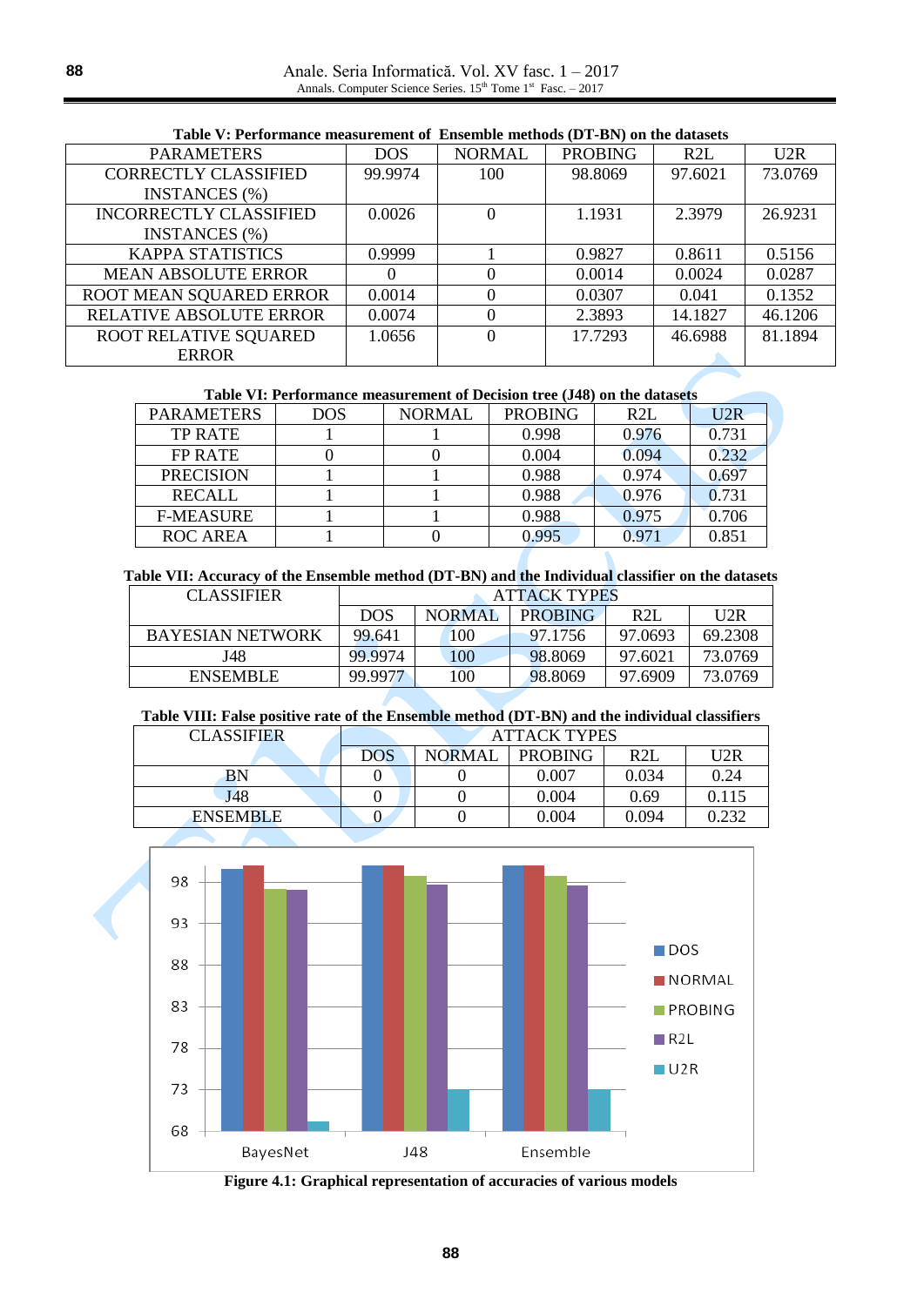**Table V: Performance measurement of Ensemble methods (DT-BN) on the datasets**

| PARAMETERS | DOS | NORMAL | PROBING | R2L | U2R |
|---|---|---|---|---|---|
| CORRECTLY CLASSIFIED INSTANCES (%) | 99.9974 | 100 | 98.8069 | 97.6021 | 73.0769 |
| INCORRECTLY CLASSIFIED INSTANCES (%) | 0.0026 | 0 | 1.1931 | 2.3979 | 26.9231 |
| KAPPA STATISTICS | 0.9999 | 1 | 0.9827 | 0.8611 | 0.5156 |
| MEAN ABSOLUTE ERROR | 0 | 0 | 0.0014 | 0.0024 | 0.0287 |
| ROOT MEAN SQUARED ERROR | 0.0014 | 0 | 0.0307 | 0.041 | 0.1352 |
| RELATIVE ABSOLUTE ERROR | 0.0074 | 0 | 2.3893 | 14.1827 | 46.1206 |
| ROOT RELATIVE SQUARED ERROR | 1.0656 | 0 | 17.7293 | 46.6988 | 81.1894 |

**Table VI: Performance measurement of Decision tree (J48) on the datasets**

| PARAMETERS | DOS | NORMAL | PROBING | R2L | U2R |
|---|---|---|---|---|---|
| TP RATE | 1 | 1 | 0.998 | 0.976 | 0.731 |
| FP RATE | 0 | 0 | 0.004 | 0.094 | 0.232 |
| PRECISION | 1 | 1 | 0.988 | 0.974 | 0.697 |
| RECALL | 1 | 1 | 0.988 | 0.976 | 0.731 |
| F-MEASURE | 1 | 1 | 0.988 | 0.975 | 0.706 |
| ROC AREA | 1 | 0 | 0.995 | 0.971 | 0.851 |

**Table VII: Accuracy of the Ensemble method (DT-BN) and the Individual classifier on the datasets**

| CLASSIFIER | ATTACK TYPES | | | | |
|---|---|---|---|---|---|
| | DOS | NORMAL | PROBING | R2L | U2R |
| BAYESIAN NETWORK | 99.641 | 100 | 97.1756 | 97.0693 | 69.2308 |
| J48 | 99.9974 | 100 | 98.8069 | 97.6021 | 73.0769 |
| ENSEMBLE | 99.9977 | 100 | 98.8069 | 97.6909 | 73.0769 |

**Table VIII: False positive rate of the Ensemble method (DT-BN) and the individual classifiers**

| CLASSIFIER | ATTACK TYPES | | | | |
|---|---|---|---|---|---|
| | DOS | NORMAL | PROBING | R2L | U2R |
| BN | 0 | 0 | 0.007 | 0.034 | 0.24 |
| J48 | 0 | 0 | 0.004 | 0.69 | 0.115 |
| ENSEMBLE | 0 | 0 | 0.004 | 0.094 | 0.232 |

**Figure 4.1: Graphical representation of accuracies of various models**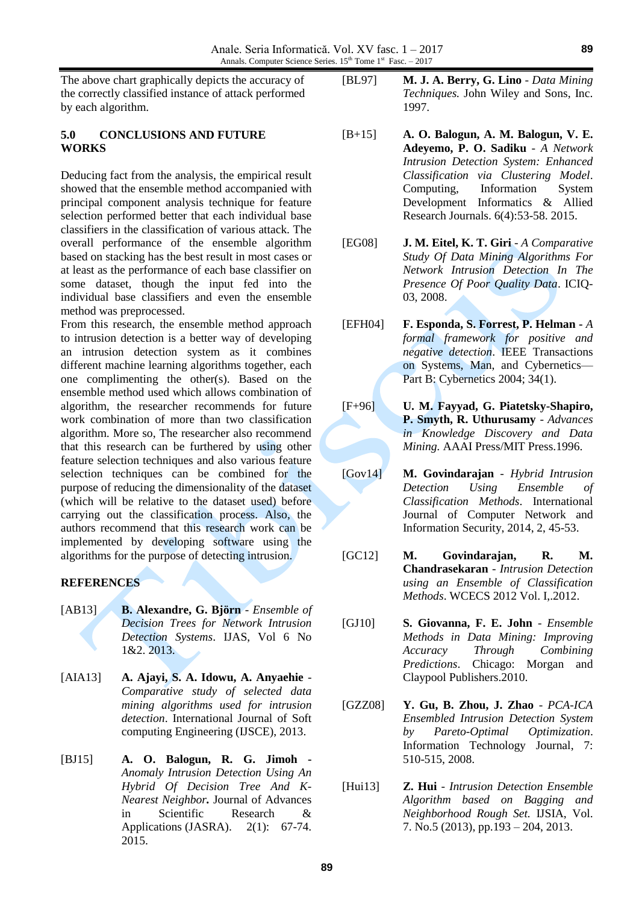The above chart graphically depicts the accuracy of the correctly classified instance of attack performed by each algorithm.

## 5.0 CONCLUSIONS AND FUTURE WORKS

Deducing fact from the analysis, the empirical result showed that the ensemble method accompanied with principal component analysis technique for feature selection performed better that each individual base classifiers in the classification of various attack. The overall performance of the ensemble algorithm based on stacking has the best result in most cases or at least as the performance of each base classifier on some dataset, though the input fed into the individual base classifiers and even the ensemble method was preprocessed.

From this research, the ensemble method approach to intrusion detection is a better way of developing an intrusion detection system as it combines different machine learning algorithms together, each one complimenting the other(s). Based on the ensemble method used which allows combination of algorithm, the researcher recommends for future work combination of more than two classification algorithm. More so, The researcher also recommend that this research can be furthered by using other feature selection techniques and also various feature selection techniques can be combined for the purpose of reducing the dimensionality of the dataset (which will be relative to the dataset used) before carrying out the classification process. Also, the authors recommend that this research work can be implemented by developing software using the algorithms for the purpose of detecting intrusion.

## REFERENCES

[AB13] **B. Alexandre, G. Björn** - *Ensemble of Decision Trees for Network Intrusion Detection Systems*. IJAS, Vol 6 No 1&2. 2013.

[AIA13] **A. Ajayi, S. A. Idowu, A. Anyaehie** - *Comparative study of selected data mining algorithms used for intrusion detection*. International Journal of Soft computing Engineering (IJSCE), 2013.

[BJ15] **A. O. Balogun, R. G. Jimoh** - *Anomaly Intrusion Detection Using An Hybrid Of Decision Tree And K-Nearest Neighbor***.** Journal of Advances in Scientific Research & Applications (JASRA). 2(1): 67-74. 2015.

[BL97] **M. J. A. Berry, G. Lino** - *Data Mining Techniques.* John Wiley and Sons, Inc. 1997.

[B+15] **A. O. Balogun, A. M. Balogun, V. E. Adeyemo, P. O. Sadiku** - *A Network Intrusion Detection System: Enhanced Classification via Clustering Model*. Computing, Information System Development Informatics & Allied Research Journals. 6(4):53-58. 2015.

[EG08] **J. M. Eitel, K. T. Giri** - *A Comparative Study Of Data Mining Algorithms For Network Intrusion Detection In The Presence Of Poor Quality Data*. ICIQ-03, 2008.

[EFH04] **F. Esponda, S. Forrest, P. Helman** - *A formal framework for positive and negative detection*. IEEE Transactions on Systems, Man, and Cybernetics—Part B: Cybernetics 2004; 34(1).

[F+96] **U. M. Fayyad, G. Piatetsky-Shapiro, P. Smyth, R. Uthurusamy** - *Advances in Knowledge Discovery and Data Mining.* AAAI Press/MIT Press.1996.

[Gov14] **M. Govindarajan** - *Hybrid Intrusion Detection Using Ensemble of Classification Methods*. International Journal of Computer Network and Information Security, 2014, 2, 45-53.

[GC12] **M. Govindarajan, R. M. Chandrasekaran** - *Intrusion Detection using an Ensemble of Classification Methods*. WCECS 2012 Vol. I,.2012.

[GJ10] **S. Giovanna, F. E. John** - *Ensemble Methods in Data Mining: Improving Accuracy Through Combining Predictions*. Chicago: Morgan and Claypool Publishers.2010.

[GZZ08] **Y. Gu, B. Zhou, J. Zhao** - *PCA-ICA Ensembled Intrusion Detection System by Pareto-Optimal Optimization*. Information Technology Journal, 7: 510-515, 2008.

[Hui13] **Z. Hui** - *Intrusion Detection Ensemble Algorithm based on Bagging and Neighborhood Rough Set.* IJSIA, Vol. 7. No.5 (2013), pp.193 – 204, 2013.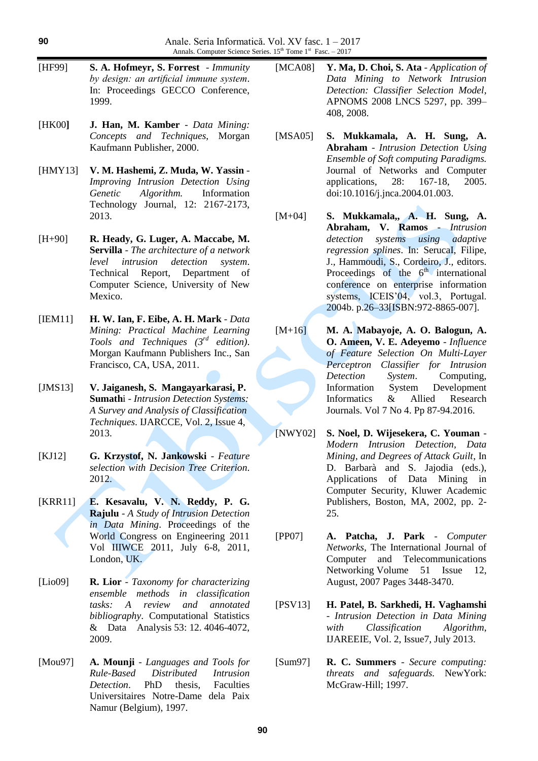[HF99] **S. A. Hofmeyr, S. Forrest** - *Immunity by design: an artificial immune system*. In: Proceedings GECCO Conference, 1999.

[HK00] **J. Han, M. Kamber** - *Data Mining: Concepts and Techniques*, Morgan Kaufmann Publisher, 2000.

[HMY13] **V. M. Hashemi, Z. Muda, W. Yassin** - *Improving Intrusion Detection Using Genetic Algorithm.* Information Technology Journal, 12: 2167-2173, 2013.

[H+90] **R. Heady, G. Luger, A. Maccabe, M. Servilla** - *The architecture of a network level intrusion detection system*. Technical Report, Department of Computer Science, University of New Mexico.

[IEM11] **H. W. Ian, F. Eibe, A. H. Mark** - *Data Mining: Practical Machine Learning Tools and Techniques (3rd edition)*. Morgan Kaufmann Publishers Inc., San Francisco, CA, USA, 2011.

[JMS13] **V. Jaiganesh, S. Mangayarkarasi, P. Sumathi** - *Intrusion Detection Systems: A Survey and Analysis of Classification Techniques*. IJARCCE, Vol. 2, Issue 4, 2013.

[KJ12] **G. Krzystof, N. Jankowski** - *Feature selection with Decision Tree Criterion*. 2012.

[KRR11] **E. Kesavalu, V. N. Reddy, P. G. Rajulu** - *A Study of Intrusion Detection in Data Mining*. Proceedings of the World Congress on Engineering 2011 Vol IIIWCE 2011, July 6-8, 2011, London, UK.

[Lio09] **R. Lior** - *Taxonomy for characterizing ensemble methods in classification tasks: A review and annotated bibliography*. Computational Statistics & Data Analysis 53: 12. 4046-4072, 2009.

[Mou97] **A. Mounji** - *Languages and Tools for Rule-Based Distributed Intrusion Detection*. PhD thesis, Faculties Universitaires Notre-Dame dela Paix Namur (Belgium), 1997.

[MCA08] **Y. Ma, D. Choi, S. Ata** - *Application of Data Mining to Network Intrusion Detection: Classifier Selection Model*, APNOMS 2008 LNCS 5297, pp. 399–408, 2008.

[MSA05] **S. Mukkamala, A. H. Sung, A. Abraham** - *Intrusion Detection Using Ensemble of Soft computing Paradigms.* Journal of Networks and Computer applications, 28: 167-18, 2005. doi:10.1016/j.jnca.2004.01.003.

[M+04] **S. Mukkamala,, A. H. Sung, A. Abraham, V. Ramos** - *Intrusion detection systems using adaptive regression splines*. In: Serucal, Filipe, J., Hammoudi, S., Cordeiro, J., editors. Proceedings of the 6th international conference on enterprise information systems, ICEIS'04, vol.3, Portugal. 2004b. p.26–33[ISBN:972-8865-007].

[M+16] **M. A. Mabayoje, A. O. Balogun, A. O. Ameen, V. E. Adeyemo** - *Influence of Feature Selection On Multi-Layer Perceptron Classifier for Intrusion Detection System*. Computing, Information System Development Informatics & Allied Research Journals. Vol 7 No 4. Pp 87-94.2016.

[NWY02] **S. Noel, D. Wijesekera, C. Youman** - *Modern Intrusion Detection, Data Mining, and Degrees of Attack Guilt*, In D. Barbarà and S. Jajodia (eds.), Applications of Data Mining in Computer Security, Kluwer Academic Publishers, Boston, MA, 2002, pp. 2-25.

[PP07] **A. Patcha, J. Park** - *Computer Networks*, The International Journal of Computer and Telecommunications Networking Volume 51 Issue 12, August, 2007 Pages 3448-3470.

[PSV13] **H. Patel, B. Sarkhedi, H. Vaghamshi** - *Intrusion Detection in Data Mining with Classification Algorithm*, IJAREEIE, Vol. 2, Issue7, July 2013.

[Sum97] **R. C. Summers** - *Secure computing: threats and safeguards.* NewYork: McGraw-Hill; 1997.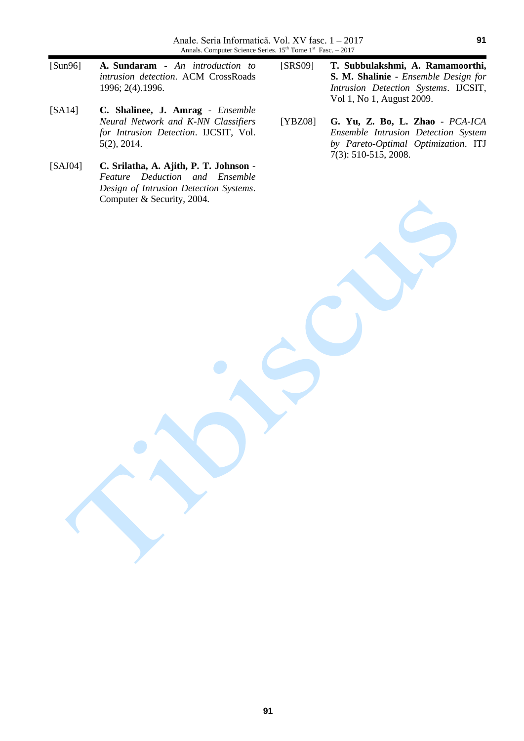[Sun96] **A. Sundaram** - *An introduction to intrusion detection*. ACM CrossRoads 1996; 2(4).1996.

[SA14] **C. Shalinee, J. Amrag** - *Ensemble Neural Network and K-NN Classifiers for Intrusion Detection*. IJCSIT, Vol. 5(2), 2014.

[SAJ04] **C. Srilatha, A. Ajith, P. T. Johnson** - *Feature Deduction and Ensemble Design of Intrusion Detection Systems*. Computer & Security, 2004.

[SRS09] **T. Subbulakshmi, A. Ramamoorthi, S. M. Shalinie** - *Ensemble Design for Intrusion Detection Systems*. IJCSIT, Vol 1, No 1, August 2009.

[YBZ08] **G. Yu, Z. Bo, L. Zhao** - *PCA-ICA Ensemble Intrusion Detection System by Pareto-Optimal Optimization*. ITJ 7(3): 510-515, 2008.